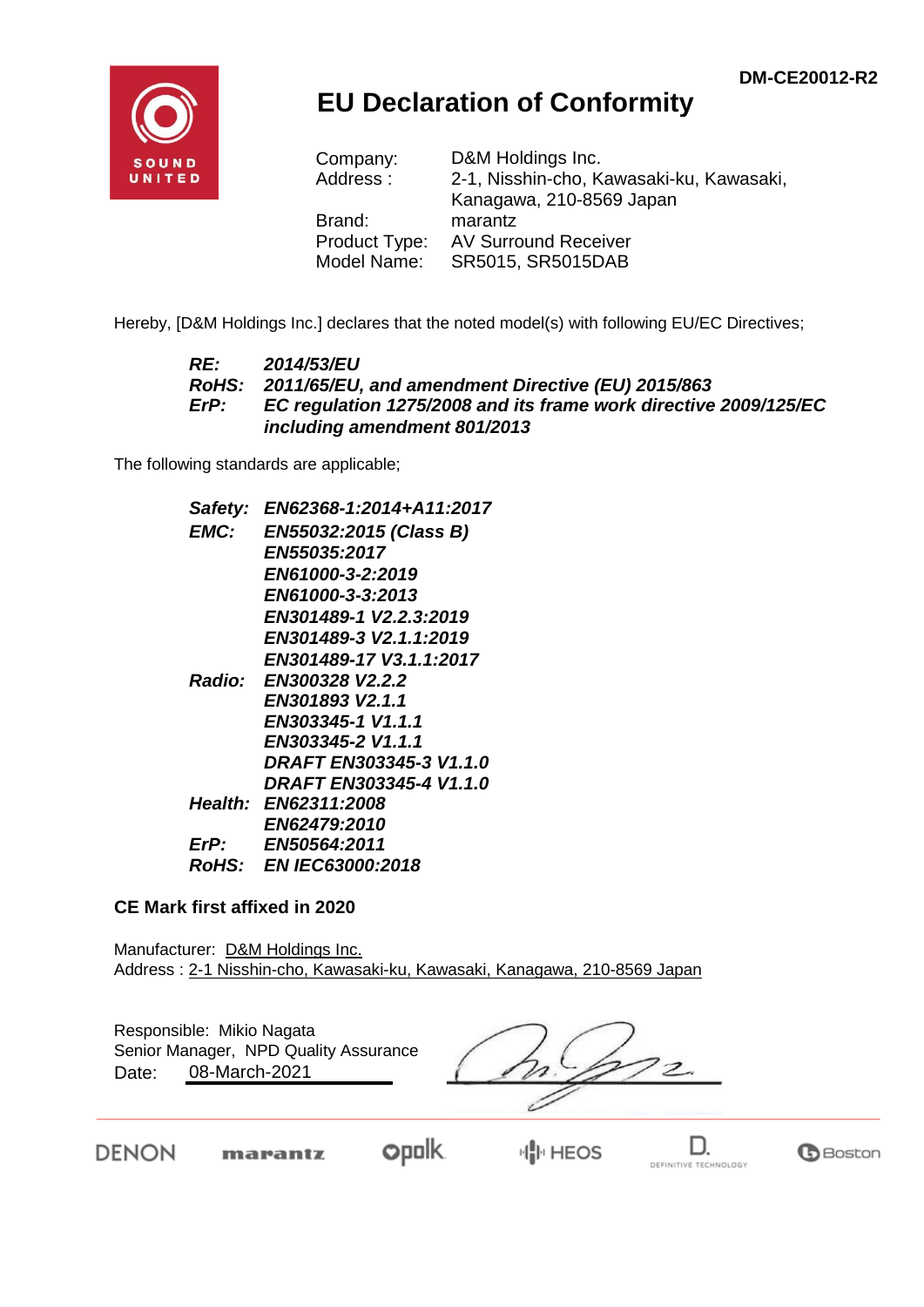DM-CE20012-R2

# EU Declaration of Conformity

| | |
|---|---|
| Company: | D&M Holdings Inc. |
| Address : | 2-1, Nisshin-cho, Kawasaki-ku, Kawasaki, Kanagawa, 210-8569 Japan |
| Brand: | marantz |
| Product Type: | AV Surround Receiver |
| Model Name: | SR5015, SR5015DAB |

Hereby, [D&M Holdings Inc.] declares that the noted model(s) with following EU/EC Directives;

***RE:*** ***2014/53/EU***
***RoHS:*** ***2011/65/EU, and amendment Directive (EU) 2015/863***
***ErP:*** ***EC regulation 1275/2008 and its frame work directive 2009/125/EC including amendment 801/2013***

The following standards are applicable;

***Safety:*** ***EN62368-1:2014+A11:2017***
***EMC:*** ***EN55032:2015 (Class B)***
***EN55035:2017***
***EN61000-3-2:2019***
***EN61000-3-3:2013***
***EN301489-1 V2.2.3:2019***
***EN301489-3 V2.1.1:2019***
***EN301489-17 V3.1.1:2017***
***Radio:*** ***EN300328 V2.2.2***
***EN301893 V2.1.1***
***EN303345-1 V1.1.1***
***EN303345-2 V1.1.1***
***DRAFT EN303345-3 V1.1.0***
***DRAFT EN303345-4 V1.1.0***
***Health:*** ***EN62311:2008***
***EN62479:2010***
***ErP:*** ***EN50564:2011***
***RoHS:*** ***EN IEC63000:2018***

**CE Mark first affixed in 2020**

Manufacturer: D&M Holdings Inc.
Address : 2-1 Nisshin-cho, Kawasaki-ku, Kawasaki, Kanagawa, 210-8569 Japan

Responsible: Mikio Nagata
Senior Manager, NPD Quality Assurance
Date: 08-March-2021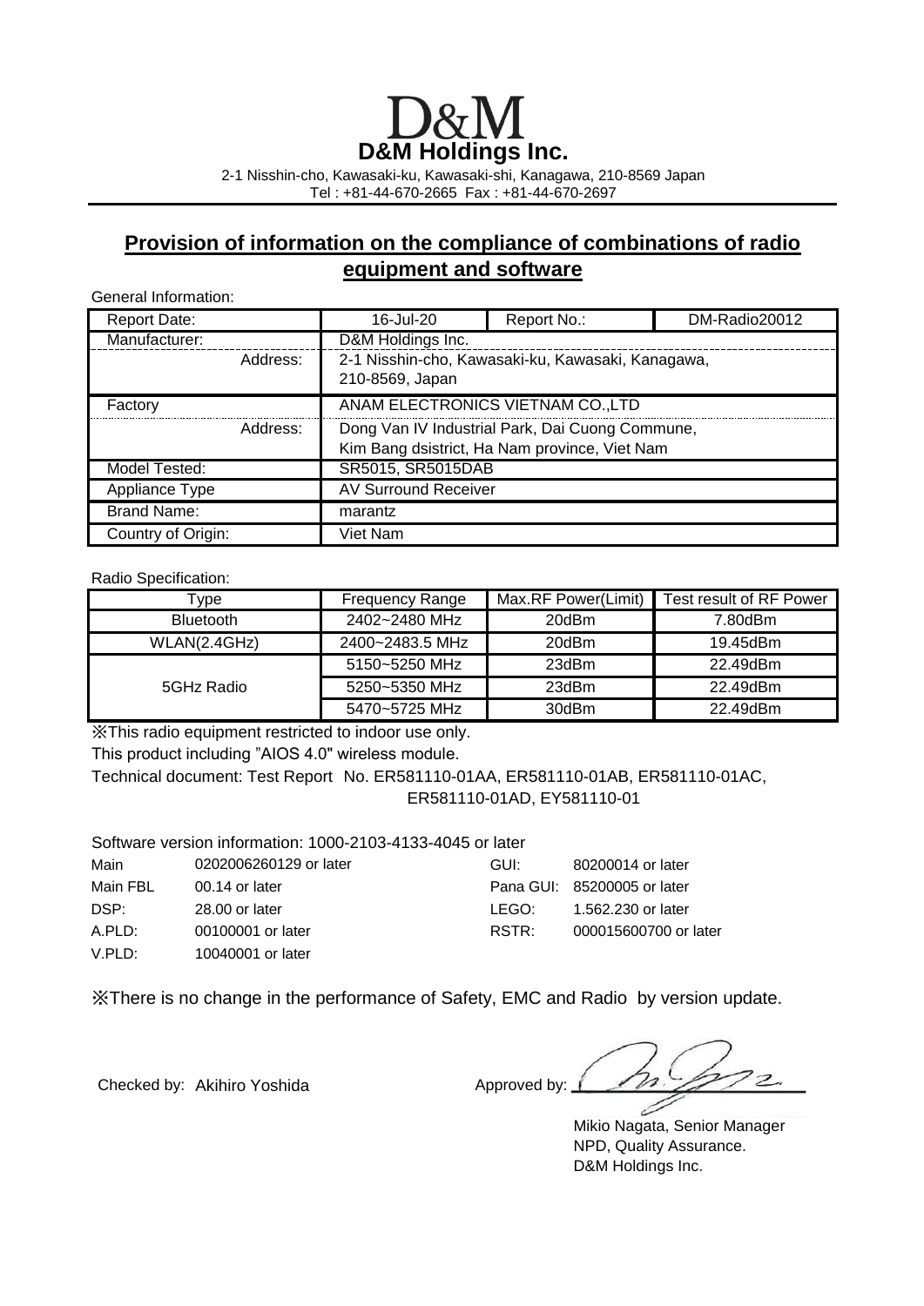# D&M

**D&M Holdings Inc.**

2-1 Nisshin-cho, Kawasaki-ku, Kawasaki-shi, Kanagawa, 210-8569 Japan
Tel : +81-44-670-2665 Fax : +81-44-670-2697

## Provision of information on the compliance of combinations of radio equipment and software

General Information:

| | | | |
|---|---|---|---|
| Report Date: | 16-Jul-20 | Report No.: | DM-Radio20012 |
| Manufacturer: | D&M Holdings Inc. | | |
| Address: | 2-1 Nisshin-cho, Kawasaki-ku, Kawasaki, Kanagawa, 210-8569, Japan | | |
| Factory | ANAM ELECTRONICS VIETNAM CO.,LTD | | |
| Address: | Dong Van IV Industrial Park, Dai Cuong Commune, Kim Bang dsistrict, Ha Nam province, Viet Nam | | |
| Model Tested: | SR5015, SR5015DAB | | |
| Appliance Type | AV Surround Receiver | | |
| Brand Name: | marantz | | |
| Country of Origin: | Viet Nam | | |

Radio Specification:

| Type | Frequency Range | Max.RF Power(Limit) | Test result of RF Power |
|---|---|---|---|
| Bluetooth | 2402~2480 MHz | 20dBm | 7.80dBm |
| WLAN(2.4GHz) | 2400~2483.5 MHz | 20dBm | 19.45dBm |
| 5GHz Radio | 5150~5250 MHz | 23dBm | 22.49dBm |
| | 5250~5350 MHz | 23dBm | 22.49dBm |
| | 5470~5725 MHz | 30dBm | 22.49dBm |

※This radio equipment restricted to indoor use only.

This product including "AIOS 4.0" wireless module.

Technical document: Test Report No. ER581110-01AA, ER581110-01AB, ER581110-01AC, ER581110-01AD, EY581110-01

Software version information: 1000-2103-4133-4045 or later

| | | | |
|---|---|---|---|
| Main | 0202006260129 or later | GUI: | 80200014 or later |
| Main FBL | 00.14 or later | Pana GUI: | 85200005 or later |
| DSP: | 28.00 or later | LEGO: | 1.562.230 or later |
| A.PLD: | 00100001 or later | RSTR: | 000015600700 or later |
| V.PLD: | 10040001 or later | | |

※There is no change in the performance of Safety, EMC and Radio by version update.

Checked by: Akihiro Yoshida

Approved by:

Mikio Nagata, Senior Manager
NPD, Quality Assurance.
D&M Holdings Inc.